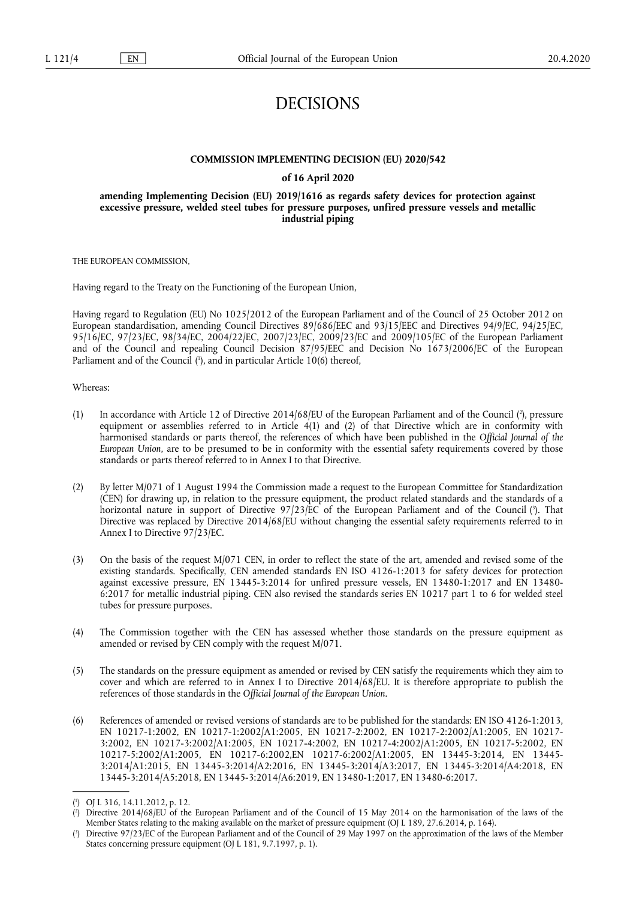# DECISIONS

## COMMISSION IMPLEMENTING DECISION (EU) 2020/542

### of 16 April 2020

### amending Implementing Decision (EU) 2019/1616 as regards safety devices for protection against excessive pressure, welded steel tubes for pressure purposes, unfired pressure vessels and metallic industrial piping

THE EUROPEAN COMMISSION,

Having regard to the Treaty on the Functioning of the European Union,

Having regard to Regulation (EU) No 1025/2012 of the European Parliament and of the Council of 25 October 2012 on European standardisation, amending Council Directives 89/686/EEC and 93/15/EEC and Directives 94/9/EC, 94/25/EC, 95/16/EC, 97/23/EC, 98/34/EC, 2004/22/EC, 2007/23/EC, 2009/23/EC and 2009/105/EC of the European Parliament and of the Council and repealing Council Decision 87/95/EEC and Decision No 1673/2006/EC of the European Parliament and of the Council [1], and in particular Article 10(6) thereof,

Whereas:

(1) In accordance with Article 12 of Directive 2014/68/EU of the European Parliament and of the Council [2], pressure equipment or assemblies referred to in Article 4(1) and (2) of that Directive which are in conformity with harmonised standards or parts thereof, the references of which have been published in the *Official Journal of the European Union*, are to be presumed to be in conformity with the essential safety requirements covered by those standards or parts thereof referred to in Annex I to that Directive.

(2) By letter M/071 of 1 August 1994 the Commission made a request to the European Committee for Standardization (CEN) for drawing up, in relation to the pressure equipment, the product related standards and the standards of a horizontal nature in support of Directive 97/23/EC of the European Parliament and of the Council [3]. That Directive was replaced by Directive 2014/68/EU without changing the essential safety requirements referred to in Annex I to Directive 97/23/EC.

(3) On the basis of the request M/071 CEN, in order to reflect the state of the art, amended and revised some of the existing standards. Specifically, CEN amended standards EN ISO 4126-1:2013 for safety devices for protection against excessive pressure, EN 13445-3:2014 for unfired pressure vessels, EN 13480-1:2017 and EN 13480-6:2017 for metallic industrial piping. CEN also revised the standards series EN 10217 part 1 to 6 for welded steel tubes for pressure purposes.

(4) The Commission together with the CEN has assessed whether those standards on the pressure equipment as amended or revised by CEN comply with the request M/071.

(5) The standards on the pressure equipment as amended or revised by CEN satisfy the requirements which they aim to cover and which are referred to in Annex I to Directive 2014/68/EU. It is therefore appropriate to publish the references of those standards in the *Official Journal of the European Union*.

(6) References of amended or revised versions of standards are to be published for the standards: EN ISO 4126-1:2013, EN 10217-1:2002, EN 10217-1:2002/A1:2005, EN 10217-2:2002, EN 10217-2:2002/A1:2005, EN 10217-3:2002, EN 10217-3:2002/A1:2005, EN 10217-4:2002, EN 10217-4:2002/A1:2005, EN 10217-5:2002, EN 10217-5:2002/A1:2005, EN 10217-6:2002,EN 10217-6:2002/A1:2005, EN 13445-3:2014, EN 13445-3:2014/A1:2015, EN 13445-3:2014/A2:2016, EN 13445-3:2014/A3:2017, EN 13445-3:2014/A4:2018, EN 13445-3:2014/A5:2018, EN 13445-3:2014/A6:2019, EN 13480-1:2017, EN 13480-6:2017.

---

[1] OJ L 316, 14.11.2012, p. 12.

[2] Directive 2014/68/EU of the European Parliament and of the Council of 15 May 2014 on the harmonisation of the laws of the Member States relating to the making available on the market of pressure equipment (OJ L 189, 27.6.2014, p. 164).

[3] Directive 97/23/EC of the European Parliament and of the Council of 29 May 1997 on the approximation of the laws of the Member States concerning pressure equipment (OJ L 181, 9.7.1997, p. 1).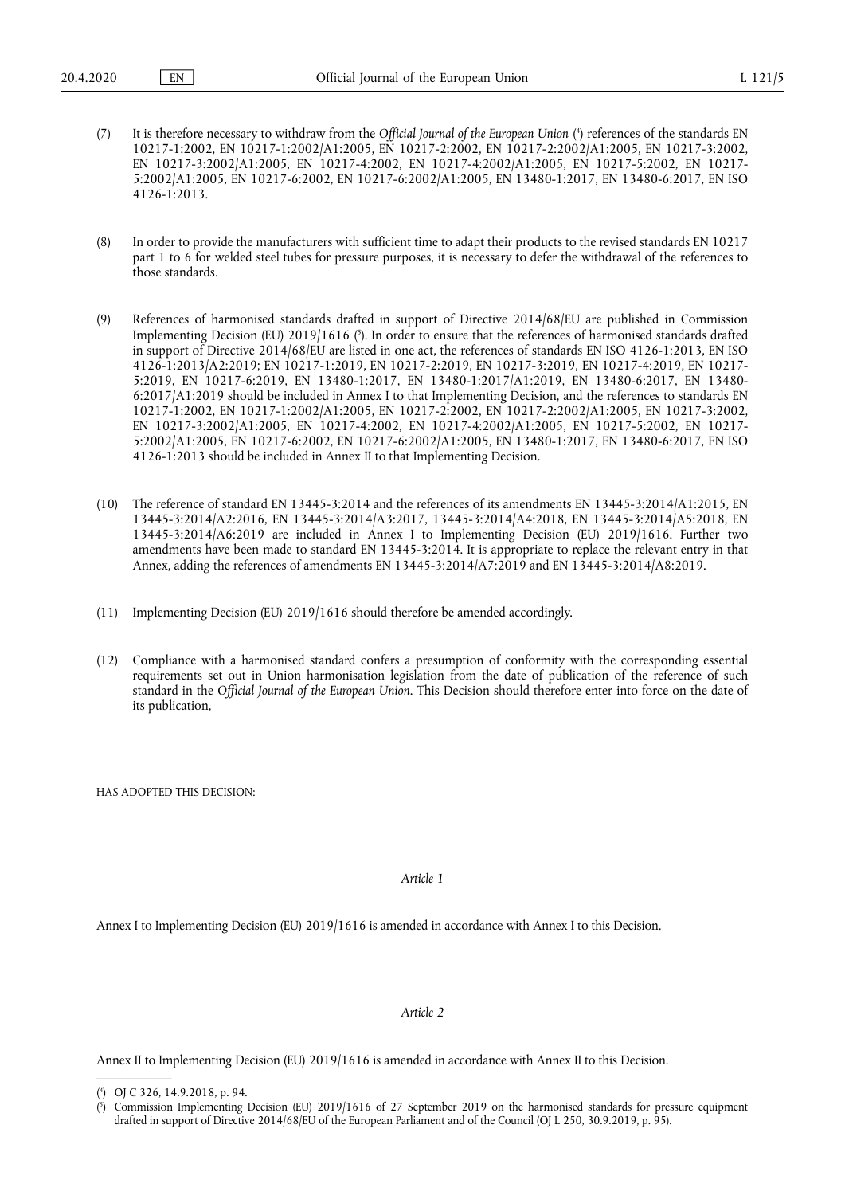(7) It is therefore necessary to withdraw from the *Official Journal of the European Union* ([4]) references of the standards EN 10217-1:2002, EN 10217-1:2002/A1:2005, EN 10217-2:2002, EN 10217-2:2002/A1:2005, EN 10217-3:2002, EN 10217-3:2002/A1:2005, EN 10217-4:2002, EN 10217-4:2002/A1:2005, EN 10217-5:2002, EN 10217-5:2002/A1:2005, EN 10217-6:2002, EN 10217-6:2002/A1:2005, EN 13480-1:2017, EN 13480-6:2017, EN ISO 4126-1:2013.

(8) In order to provide the manufacturers with sufficient time to adapt their products to the revised standards EN 10217 part 1 to 6 for welded steel tubes for pressure purposes, it is necessary to defer the withdrawal of the references to those standards.

(9) References of harmonised standards drafted in support of Directive 2014/68/EU are published in Commission Implementing Decision (EU) 2019/1616 ([5]). In order to ensure that the references of harmonised standards drafted in support of Directive 2014/68/EU are listed in one act, the references of standards EN ISO 4126-1:2013, EN ISO 4126-1:2013/A2:2019; EN 10217-1:2019, EN 10217-2:2019, EN 10217-3:2019, EN 10217-4:2019, EN 10217-5:2019, EN 10217-6:2019, EN 13480-1:2017, EN 13480-1:2017/A1:2019, EN 13480-6:2017, EN 13480-6:2017/A1:2019 should be included in Annex I to that Implementing Decision, and the references to standards EN 10217-1:2002, EN 10217-1:2002/A1:2005, EN 10217-2:2002, EN 10217-2:2002/A1:2005, EN 10217-3:2002, EN 10217-3:2002/A1:2005, EN 10217-4:2002, EN 10217-4:2002/A1:2005, EN 10217-5:2002, EN 10217-5:2002/A1:2005, EN 10217-6:2002, EN 10217-6:2002/A1:2005, EN 13480-1:2017, EN 13480-6:2017, EN ISO 4126-1:2013 should be included in Annex II to that Implementing Decision.

(10) The reference of standard EN 13445-3:2014 and the references of its amendments EN 13445-3:2014/A1:2015, EN 13445-3:2014/A2:2016, EN 13445-3:2014/A3:2017, 13445-3:2014/A4:2018, EN 13445-3:2014/A5:2018, EN 13445-3:2014/A6:2019 are included in Annex I to Implementing Decision (EU) 2019/1616. Further two amendments have been made to standard EN 13445-3:2014. It is appropriate to replace the relevant entry in that Annex, adding the references of amendments EN 13445-3:2014/A7:2019 and EN 13445-3:2014/A8:2019.

(11) Implementing Decision (EU) 2019/1616 should therefore be amended accordingly.

(12) Compliance with a harmonised standard confers a presumption of conformity with the corresponding essential requirements set out in Union harmonisation legislation from the date of publication of the reference of such standard in the *Official Journal of the European Union*. This Decision should therefore enter into force on the date of its publication,

HAS ADOPTED THIS DECISION:

*Article 1*

Annex I to Implementing Decision (EU) 2019/1616 is amended in accordance with Annex I to this Decision.

*Article 2*

Annex II to Implementing Decision (EU) 2019/1616 is amended in accordance with Annex II to this Decision.

---

([4]) OJ C 326, 14.9.2018, p. 94.

([5]) Commission Implementing Decision (EU) 2019/1616 of 27 September 2019 on the harmonised standards for pressure equipment drafted in support of Directive 2014/68/EU of the European Parliament and of the Council (OJ L 250, 30.9.2019, p. 95).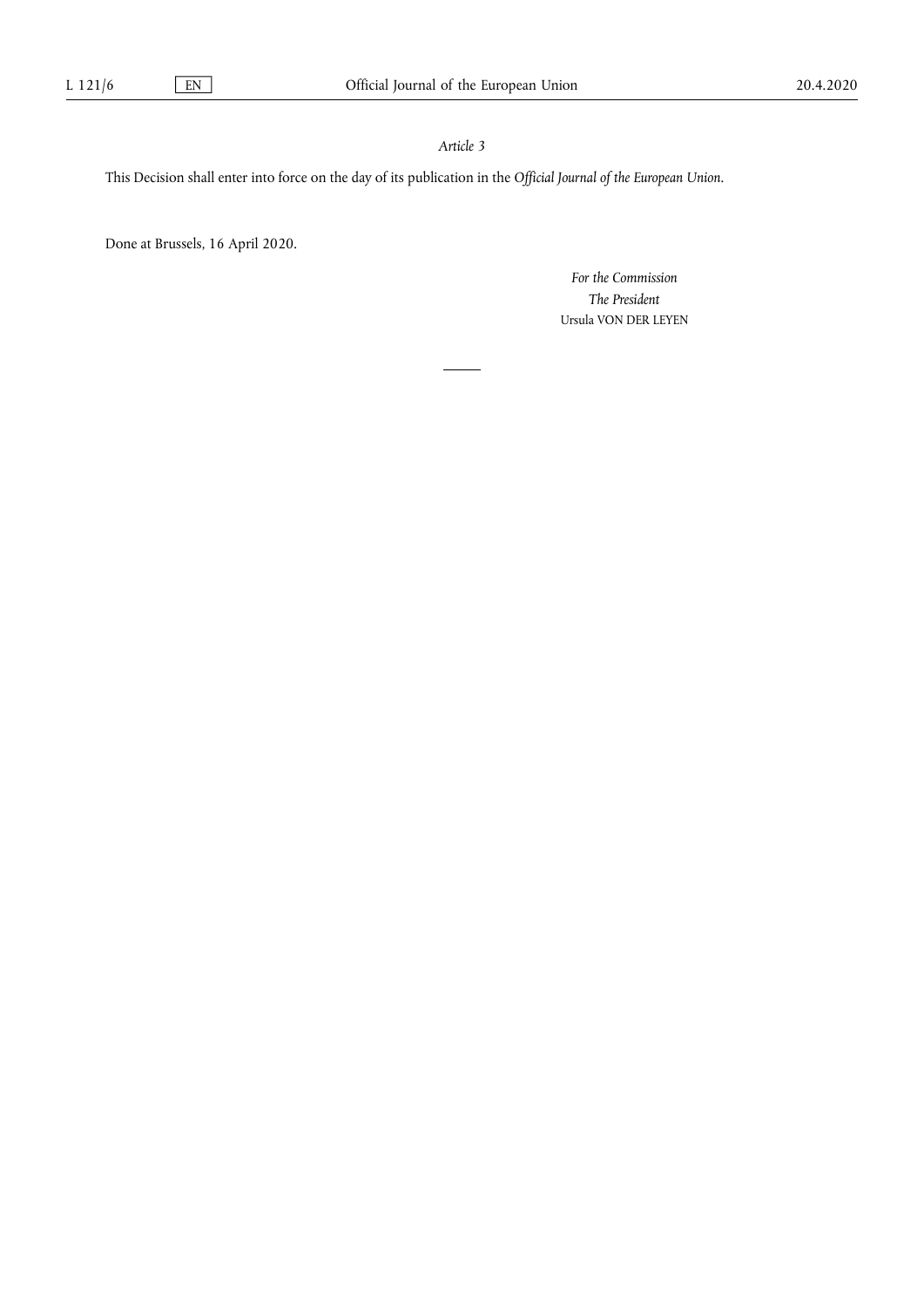*Article 3*

This Decision shall enter into force on the day of its publication in the *Official Journal of the European Union*.

Done at Brussels, 16 April 2020.

*For the Commission*

*The President*

Ursula VON DER LEYEN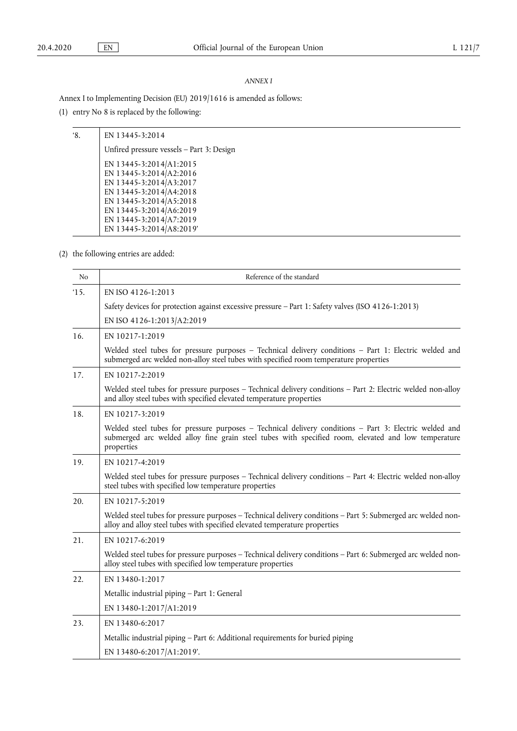*ANNEX I*

Annex I to Implementing Decision (EU) 2019/1616 is amended as follows:

(1) entry No 8 is replaced by the following:

| | |
|---|---|
| '8. | EN 13445-3:2014<br><br>Unfired pressure vessels – Part 3: Design<br><br>EN 13445-3:2014/A1:2015<br>EN 13445-3:2014/A2:2016<br>EN 13445-3:2014/A3:2017<br>EN 13445-3:2014/A4:2018<br>EN 13445-3:2014/A5:2018<br>EN 13445-3:2014/A6:2019<br>EN 13445-3:2014/A7:2019<br>EN 13445-3:2014/A8:2019' |

(2) the following entries are added:

| No | Reference of the standard |
|---|---|
| '15. | EN ISO 4126-1:2013<br><br>Safety devices for protection against excessive pressure – Part 1: Safety valves (ISO 4126-1:2013)<br><br>EN ISO 4126-1:2013/A2:2019 |
| 16. | EN 10217-1:2019<br><br>Welded steel tubes for pressure purposes – Technical delivery conditions – Part 1: Electric welded and submerged arc welded non-alloy steel tubes with specified room temperature properties |
| 17. | EN 10217-2:2019<br><br>Welded steel tubes for pressure purposes – Technical delivery conditions – Part 2: Electric welded non-alloy and alloy steel tubes with specified elevated temperature properties |
| 18. | EN 10217-3:2019<br><br>Welded steel tubes for pressure purposes – Technical delivery conditions – Part 3: Electric welded and submerged arc welded alloy fine grain steel tubes with specified room, elevated and low temperature properties |
| 19. | EN 10217-4:2019<br><br>Welded steel tubes for pressure purposes – Technical delivery conditions – Part 4: Electric welded non-alloy steel tubes with specified low temperature properties |
| 20. | EN 10217-5:2019<br><br>Welded steel tubes for pressure purposes – Technical delivery conditions – Part 5: Submerged arc welded non-alloy and alloy steel tubes with specified elevated temperature properties |
| 21. | EN 10217-6:2019<br><br>Welded steel tubes for pressure purposes – Technical delivery conditions – Part 6: Submerged arc welded non-alloy steel tubes with specified low temperature properties |
| 22. | EN 13480-1:2017<br><br>Metallic industrial piping – Part 1: General<br><br>EN 13480-1:2017/A1:2019 |
| 23. | EN 13480-6:2017<br><br>Metallic industrial piping – Part 6: Additional requirements for buried piping<br><br>EN 13480-6:2017/A1:2019'. |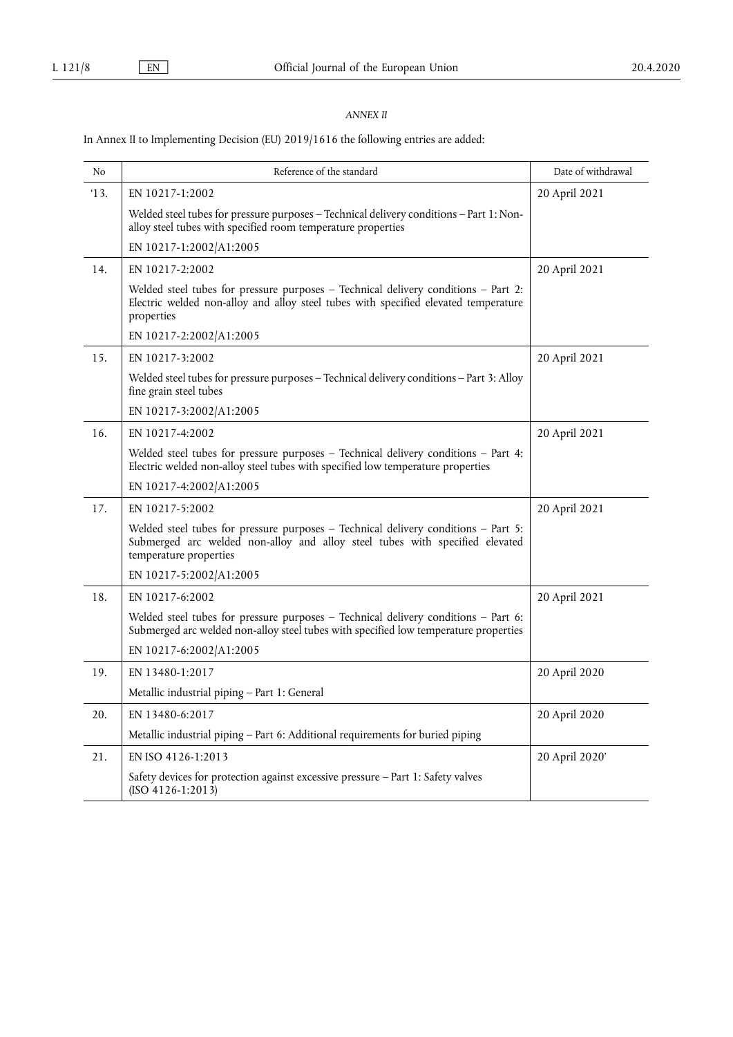*ANNEX II*

In Annex II to Implementing Decision (EU) 2019/1616 the following entries are added:

| No | Reference of the standard | Date of withdrawal |
|---|---|---|
| '13. | EN 10217-1:2002<br>Welded steel tubes for pressure purposes – Technical delivery conditions – Part 1: Non-alloy steel tubes with specified room temperature properties<br>EN 10217-1:2002/A1:2005 | 20 April 2021 |
| 14. | EN 10217-2:2002<br>Welded steel tubes for pressure purposes – Technical delivery conditions – Part 2: Electric welded non-alloy and alloy steel tubes with specified elevated temperature properties<br>EN 10217-2:2002/A1:2005 | 20 April 2021 |
| 15. | EN 10217-3:2002<br>Welded steel tubes for pressure purposes – Technical delivery conditions – Part 3: Alloy fine grain steel tubes<br>EN 10217-3:2002/A1:2005 | 20 April 2021 |
| 16. | EN 10217-4:2002<br>Welded steel tubes for pressure purposes – Technical delivery conditions – Part 4: Electric welded non-alloy steel tubes with specified low temperature properties<br>EN 10217-4:2002/A1:2005 | 20 April 2021 |
| 17. | EN 10217-5:2002<br>Welded steel tubes for pressure purposes – Technical delivery conditions – Part 5: Submerged arc welded non-alloy and alloy steel tubes with specified elevated temperature properties<br>EN 10217-5:2002/A1:2005 | 20 April 2021 |
| 18. | EN 10217-6:2002<br>Welded steel tubes for pressure purposes – Technical delivery conditions – Part 6: Submerged arc welded non-alloy steel tubes with specified low temperature properties<br>EN 10217-6:2002/A1:2005 | 20 April 2021 |
| 19. | EN 13480-1:2017<br>Metallic industrial piping – Part 1: General | 20 April 2020 |
| 20. | EN 13480-6:2017<br>Metallic industrial piping – Part 6: Additional requirements for buried piping | 20 April 2020 |
| 21. | EN ISO 4126-1:2013<br>Safety devices for protection against excessive pressure – Part 1: Safety valves (ISO 4126-1:2013) | 20 April 2020' |